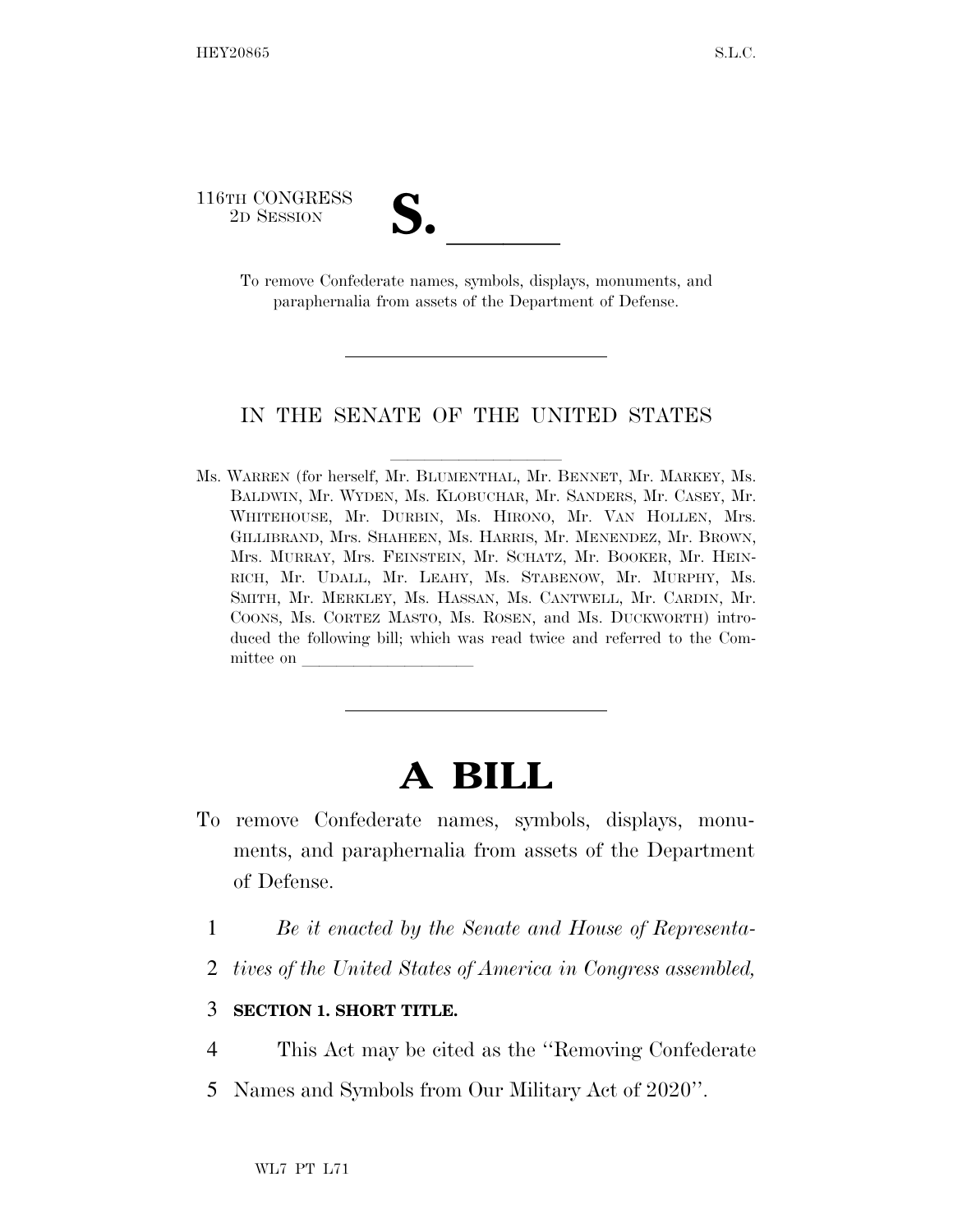116TH CONGRESS
2D SESSION

**S. \_\_\_\_\_\_**

To remove Confederate names, symbols, displays, monuments, and paraphernalia from assets of the Department of Defense.

---

IN THE SENATE OF THE UNITED STATES

Ms. WARREN (for herself, Mr. BLUMENTHAL, Mr. BENNET, Mr. MARKEY, Ms. BALDWIN, Mr. WYDEN, Ms. KLOBUCHAR, Mr. SANDERS, Mr. CASEY, Mr. WHITEHOUSE, Mr. DURBIN, Ms. HIRONO, Mr. VAN HOLLEN, Mrs. GILLIBRAND, Mrs. SHAHEEN, Ms. HARRIS, Mr. MENENDEZ, Mr. BROWN, Mrs. MURRAY, Mrs. FEINSTEIN, Mr. SCHATZ, Mr. BOOKER, Mr. HEINRICH, Mr. UDALL, Mr. LEAHY, Ms. STABENOW, Mr. MURPHY, Ms. SMITH, Mr. MERKLEY, Ms. HASSAN, Ms. CANTWELL, Mr. CARDIN, Mr. COONS, Ms. CORTEZ MASTO, Ms. ROSEN, and Ms. DUCKWORTH) introduced the following bill; which was read twice and referred to the Committee on \_\_\_\_\_\_\_\_\_\_\_\_\_\_\_\_\_\_\_\_

---

# A BILL

To remove Confederate names, symbols, displays, monuments, and paraphernalia from assets of the Department of Defense.

1 *Be it enacted by the Senate and House of Representa-*
2 *tives of the United States of America in Congress assembled,*

3 **SECTION 1. SHORT TITLE.**

4 This Act may be cited as the "Removing Confederate
5 Names and Symbols from Our Military Act of 2020".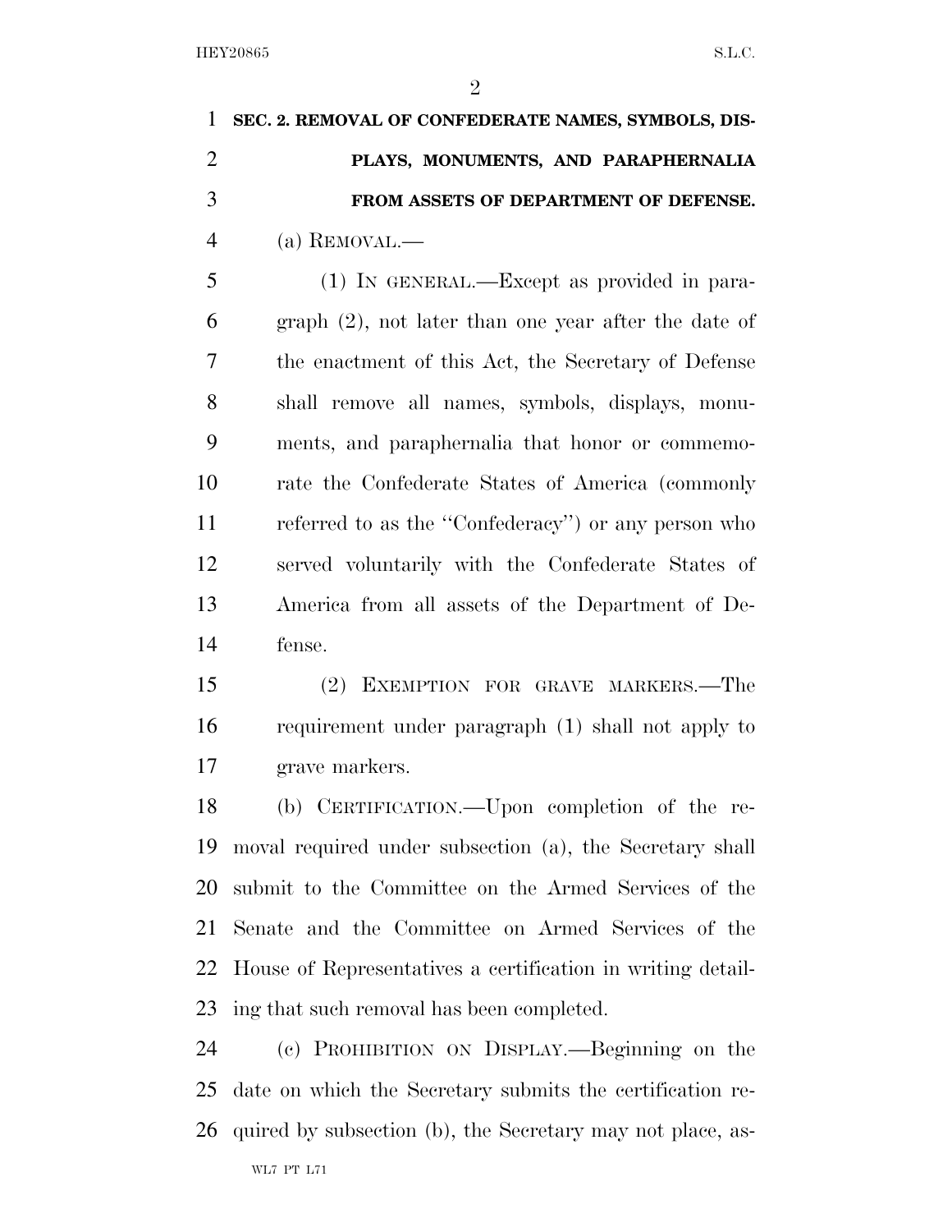**SEC. 2. REMOVAL OF CONFEDERATE NAMES, SYMBOLS, DISPLAYS, MONUMENTS, AND PARAPHERNALIA FROM ASSETS OF DEPARTMENT OF DEFENSE.**

(a) REMOVAL.—

(1) IN GENERAL.—Except as provided in paragraph (2), not later than one year after the date of the enactment of this Act, the Secretary of Defense shall remove all names, symbols, displays, monuments, and paraphernalia that honor or commemorate the Confederate States of America (commonly referred to as the ''Confederacy'') or any person who served voluntarily with the Confederate States of America from all assets of the Department of Defense.

(2) EXEMPTION FOR GRAVE MARKERS.—The requirement under paragraph (1) shall not apply to grave markers.

(b) CERTIFICATION.—Upon completion of the removal required under subsection (a), the Secretary shall submit to the Committee on the Armed Services of the Senate and the Committee on Armed Services of the House of Representatives a certification in writing detailing that such removal has been completed.

(c) PROHIBITION ON DISPLAY.—Beginning on the date on which the Secretary submits the certification required by subsection (b), the Secretary may not place, as-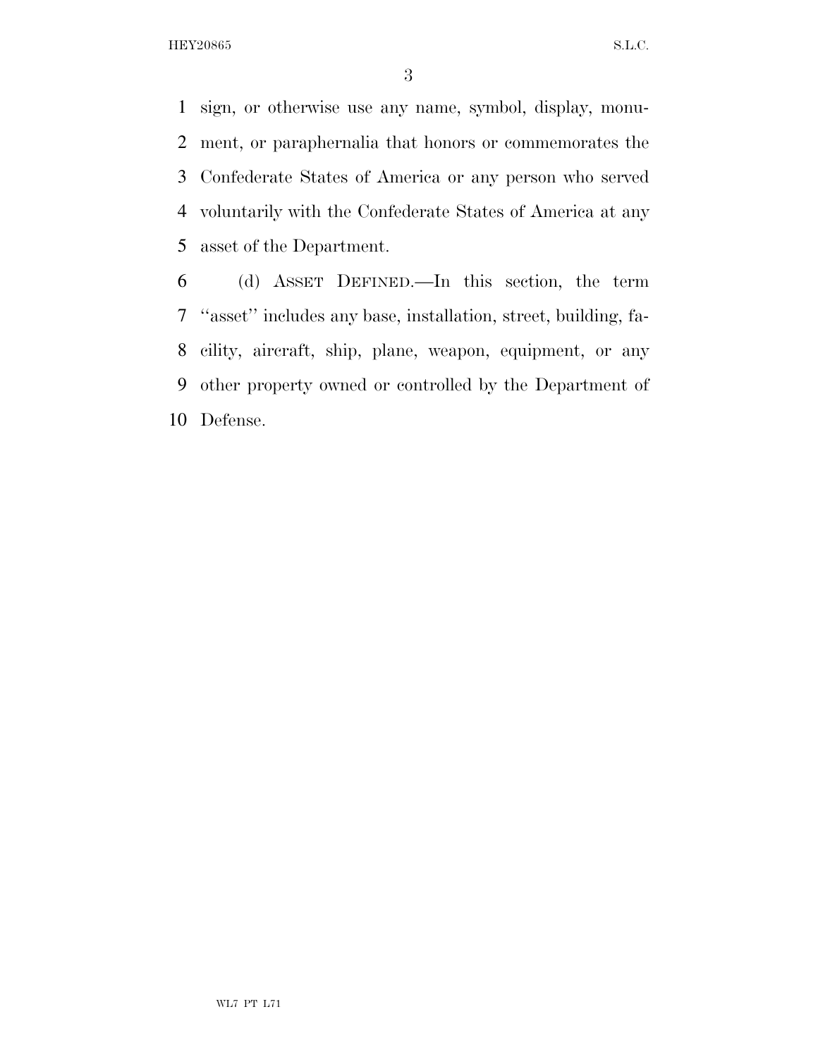sign, or otherwise use any name, symbol, display, monument, or paraphernalia that honors or commemorates the Confederate States of America or any person who served voluntarily with the Confederate States of America at any asset of the Department.

(d) ASSET DEFINED.—In this section, the term "asset" includes any base, installation, street, building, facility, aircraft, ship, plane, weapon, equipment, or any other property owned or controlled by the Department of Defense.